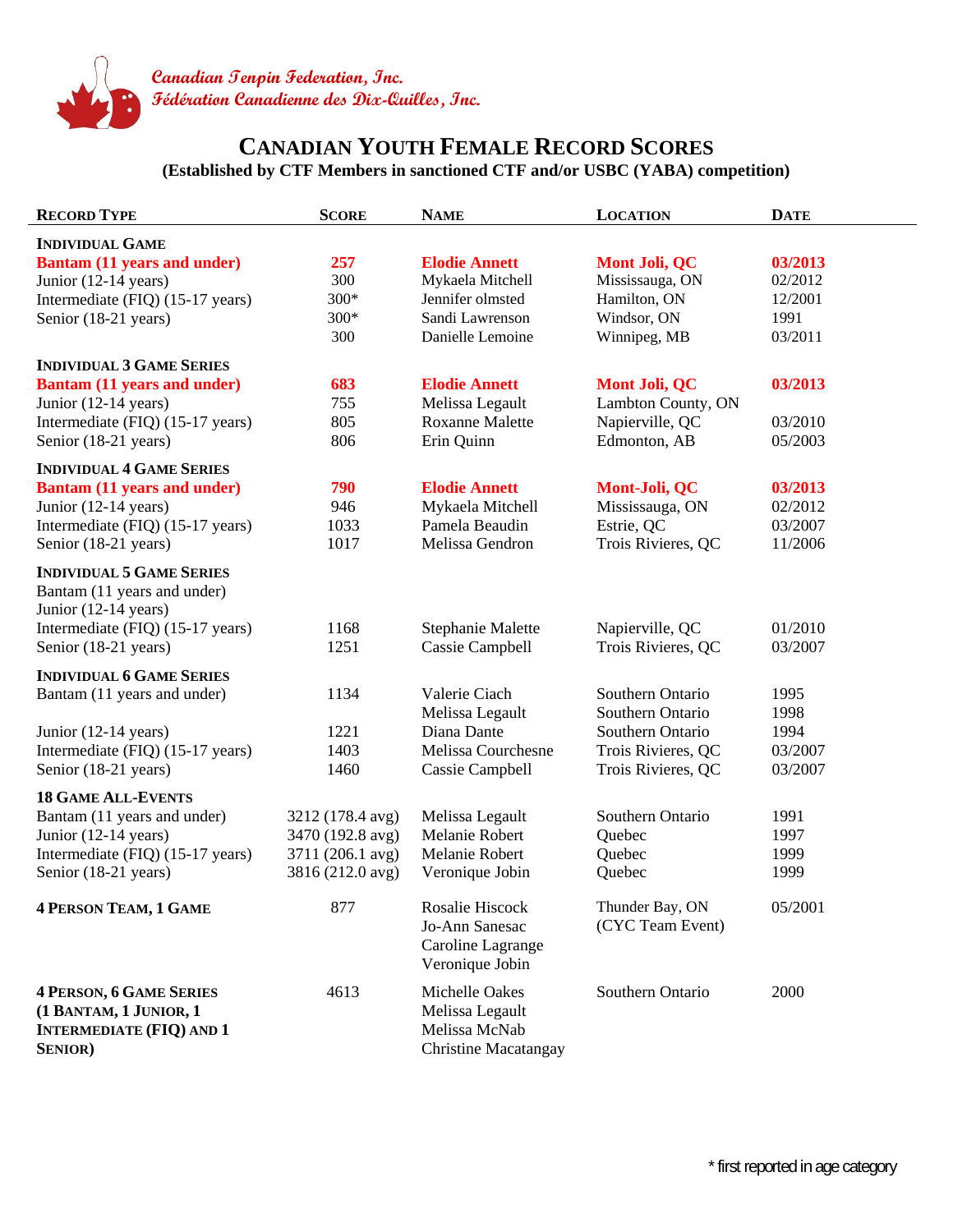Canadian Tenpin Federation, Inc.
Fédération Canadienne des Dix-Quilles, Inc.

# CANADIAN YOUTH FEMALE RECORD SCORES

**(Established by CTF Members in sanctioned CTF and/or USBC (YABA) competition)**

| RECORD TYPE | SCORE | NAME | LOCATION | DATE |
|---|---|---|---|---|
| **INDIVIDUAL GAME** | | | | |
| **Bantam (11 years and under)** | **257** | **Elodie Annett** | **Mont Joli, QC** | **03/2013** |
| Junior (12-14 years) | 300 | Mykaela Mitchell | Mississauga, ON | 02/2012 |
| Intermediate (FIQ) (15-17 years) | 300* | Jennifer olmsted | Hamilton, ON | 12/2001 |
| Senior (18-21 years) | 300* | Sandi Lawrenson | Windsor, ON | 1991 |
| | 300 | Danielle Lemoine | Winnipeg, MB | 03/2011 |
| **INDIVIDUAL 3 GAME SERIES** | | | | |
| **Bantam (11 years and under)** | **683** | **Elodie Annett** | **Mont Joli, QC** | **03/2013** |
| Junior (12-14 years) | 755 | Melissa Legault | Lambton County, ON | |
| Intermediate (FIQ) (15-17 years) | 805 | Roxanne Malette | Napierville, QC | 03/2010 |
| Senior (18-21 years) | 806 | Erin Quinn | Edmonton, AB | 05/2003 |
| **INDIVIDUAL 4 GAME SERIES** | | | | |
| **Bantam (11 years and under)** | **790** | **Elodie Annett** | **Mont-Joli, QC** | **03/2013** |
| Junior (12-14 years) | 946 | Mykaela Mitchell | Mississauga, ON | 02/2012 |
| Intermediate (FIQ) (15-17 years) | 1033 | Pamela Beaudin | Estrie, QC | 03/2007 |
| Senior (18-21 years) | 1017 | Melissa Gendron | Trois Rivieres, QC | 11/2006 |
| **INDIVIDUAL 5 GAME SERIES** | | | | |
| Bantam (11 years and under) | | | | |
| Junior (12-14 years) | | | | |
| Intermediate (FIQ) (15-17 years) | 1168 | Stephanie Malette | Napierville, QC | 01/2010 |
| Senior (18-21 years) | 1251 | Cassie Campbell | Trois Rivieres, QC | 03/2007 |
| **INDIVIDUAL 6 GAME SERIES** | | | | |
| Bantam (11 years and under) | 1134 | Valerie Ciach | Southern Ontario | 1995 |
| | | Melissa Legault | Southern Ontario | 1998 |
| Junior (12-14 years) | 1221 | Diana Dante | Southern Ontario | 1994 |
| Intermediate (FIQ) (15-17 years) | 1403 | Melissa Courchesne | Trois Rivieres, QC | 03/2007 |
| Senior (18-21 years) | 1460 | Cassie Campbell | Trois Rivieres, QC | 03/2007 |
| **18 GAME ALL-EVENTS** | | | | |
| Bantam (11 years and under) | 3212 (178.4 avg) | Melissa Legault | Southern Ontario | 1991 |
| Junior (12-14 years) | 3470 (192.8 avg) | Melanie Robert | Quebec | 1997 |
| Intermediate (FIQ) (15-17 years) | 3711 (206.1 avg) | Melanie Robert | Quebec | 1999 |
| Senior (18-21 years) | 3816 (212.0 avg) | Veronique Jobin | Quebec | 1999 |
| **4 PERSON TEAM, 1 GAME** | 877 | Rosalie Hiscock<br>Jo-Ann Sanesac<br>Caroline Lagrange<br>Veronique Jobin | Thunder Bay, ON<br>(CYC Team Event) | 05/2001 |
| **4 PERSON, 6 GAME SERIES (1 BANTAM, 1 JUNIOR, 1 INTERMEDIATE (FIQ) AND 1 SENIOR)** | 4613 | Michelle Oakes<br>Melissa Legault<br>Melissa McNab<br>Christine Macatangay | Southern Ontario | 2000 |

\* first reported in age category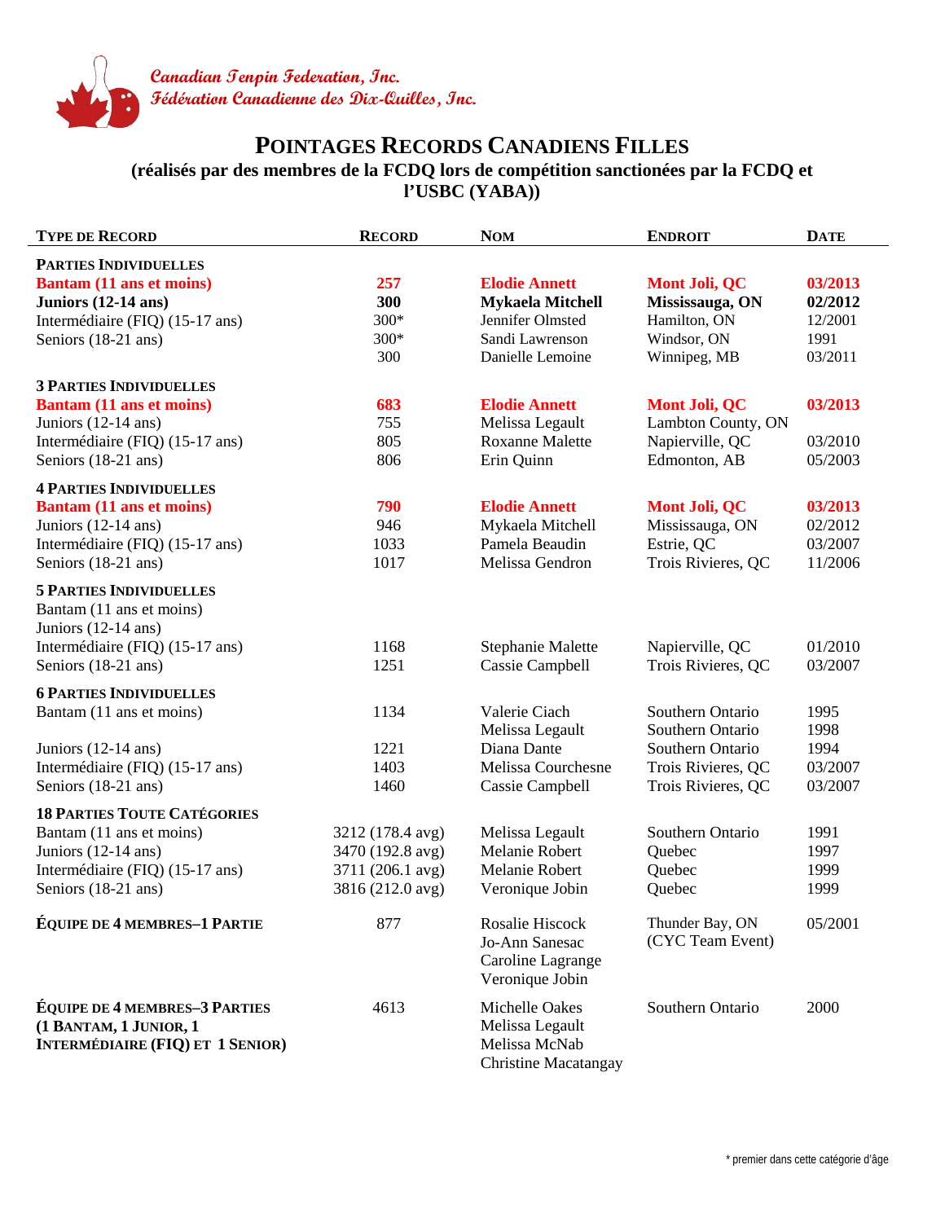**Canadian Tenpin Federation, Inc.**
**Fédération Canadienne des Dix-Quilles, Inc.**

# POINTAGES RECORDS CANADIENS FILLES

## (réalisés par des membres de la FCDQ lors de compétition sanctionées par la FCDQ et l'USBC (YABA))

| TYPE DE RECORD | RECORD | NOM | ENDROIT | DATE |
|---|---|---|---|---|
| **PARTIES INDIVIDUELLES** | | | | |
| **Bantam (11 ans et moins)** | **257** | **Elodie Annett** | **Mont Joli, QC** | **03/2013** |
| **Juniors (12-14 ans)** | **300** | **Mykaela Mitchell** | **Mississauga, ON** | **02/2012** |
| Intermédiaire (FIQ) (15-17 ans) | 300* | Jennifer Olmsted | Hamilton, ON | 12/2001 |
| Seniors (18-21 ans) | 300* | Sandi Lawrenson | Windsor, ON | 1991 |
| | 300 | Danielle Lemoine | Winnipeg, MB | 03/2011 |
| **3 PARTIES INDIVIDUELLES** | | | | |
| **Bantam (11 ans et moins)** | **683** | **Elodie Annett** | **Mont Joli, QC** | **03/2013** |
| Juniors (12-14 ans) | 755 | Melissa Legault | Lambton County, ON | |
| Intermédiaire (FIQ) (15-17 ans) | 805 | Roxanne Malette | Napierville, QC | 03/2010 |
| Seniors (18-21 ans) | 806 | Erin Quinn | Edmonton, AB | 05/2003 |
| **4 PARTIES INDIVIDUELLES** | | | | |
| **Bantam (11 ans et moins)** | **790** | **Elodie Annett** | **Mont Joli, QC** | **03/2013** |
| Juniors (12-14 ans) | 946 | Mykaela Mitchell | Mississauga, ON | 02/2012 |
| Intermédiaire (FIQ) (15-17 ans) | 1033 | Pamela Beaudin | Estrie, QC | 03/2007 |
| Seniors (18-21 ans) | 1017 | Melissa Gendron | Trois Rivieres, QC | 11/2006 |
| **5 PARTIES INDIVIDUELLES** | | | | |
| Bantam (11 ans et moins) | | | | |
| Juniors (12-14 ans) | | | | |
| Intermédiaire (FIQ) (15-17 ans) | 1168 | Stephanie Malette | Napierville, QC | 01/2010 |
| Seniors (18-21 ans) | 1251 | Cassie Campbell | Trois Rivieres, QC | 03/2007 |
| **6 PARTIES INDIVIDUELLES** | | | | |
| Bantam (11 ans et moins) | 1134 | Valerie Ciach | Southern Ontario | 1995 |
| | | Melissa Legault | Southern Ontario | 1998 |
| Juniors (12-14 ans) | 1221 | Diana Dante | Southern Ontario | 1994 |
| Intermédiaire (FIQ) (15-17 ans) | 1403 | Melissa Courchesne | Trois Rivieres, QC | 03/2007 |
| Seniors (18-21 ans) | 1460 | Cassie Campbell | Trois Rivieres, QC | 03/2007 |
| **18 PARTIES TOUTE CATÉGORIES** | | | | |
| Bantam (11 ans et moins) | 3212 (178.4 avg) | Melissa Legault | Southern Ontario | 1991 |
| Juniors (12-14 ans) | 3470 (192.8 avg) | Melanie Robert | Quebec | 1997 |
| Intermédiaire (FIQ) (15-17 ans) | 3711 (206.1 avg) | Melanie Robert | Quebec | 1999 |
| Seniors (18-21 ans) | 3816 (212.0 avg) | Veronique Jobin | Quebec | 1999 |
| **ÉQUIPE DE 4 MEMBRES–1 PARTIE** | 877 | Rosalie Hiscock<br>Jo-Ann Sanesac<br>Caroline Lagrange<br>Veronique Jobin | Thunder Bay, ON<br>(CYC Team Event) | 05/2001 |
| **ÉQUIPE DE 4 MEMBRES–3 PARTIES (1 BANTAM, 1 JUNIOR, 1 INTERMÉDIAIRE (FIQ) ET 1 SENIOR)** | 4613 | Michelle Oakes<br>Melissa Legault<br>Melissa McNab<br>Christine Macatangay | Southern Ontario | 2000 |

\* premier dans cette catégorie d'âge